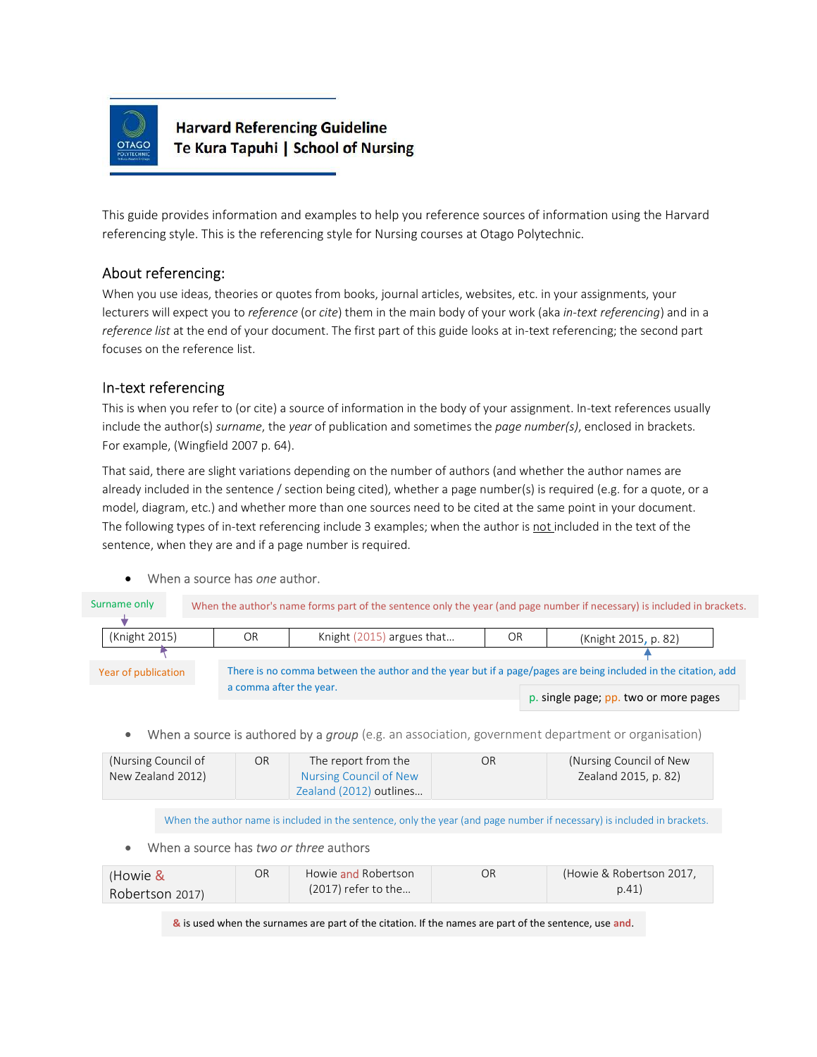**Harvard Referencing Guideline**
**Te Kura Tapuhi | School of Nursing**

This guide provides information and examples to help you reference sources of information using the Harvard referencing style. This is the referencing style for Nursing courses at Otago Polytechnic.

## About referencing:

When you use ideas, theories or quotes from books, journal articles, websites, etc. in your assignments, your lecturers will expect you to *reference* (or *cite*) them in the main body of your work (aka *in-text referencing*) and in a *reference list* at the end of your document. The first part of this guide looks at in-text referencing; the second part focuses on the reference list.

## In-text referencing

This is when you refer to (or cite) a source of information in the body of your assignment. In-text references usually include the author(s) *surname*, the *year* of publication and sometimes the *page number(s)*, enclosed in brackets. For example, (Wingfield 2007 p. 64).

That said, there are slight variations depending on the number of authors (and whether the author names are already included in the sentence / section being cited), whether a page number(s) is required (e.g. for a quote, or a model, diagram, etc.) and whether more than one sources need to be cited at the same point in your document. The following types of in-text referencing include 3 examples; when the author is not included in the text of the sentence, when they are and if a page number is required.

- When a source has *one* author.

Surname only

When the author's name forms part of the sentence only the year (and page number if necessary) is included in brackets.

| (Knight 2015) | OR | Knight (2015) argues that… | OR | (Knight 2015, p. 82) |
|---|---|---|---|---|

Year of publication

There is no comma between the author and the year but if a page/pages are being included in the citation, add a comma after the year.

p. single page; pp. two or more pages

- When a source is authored by a *group* (e.g. an association, government department or organisation)

| (Nursing Council of New Zealand 2012) | OR | The report from the Nursing Council of New Zealand (2012) outlines… | OR | (Nursing Council of New Zealand 2015, p. 82) |
|---|---|---|---|---|

When the author name is included in the sentence, only the year (and page number if necessary) is included in brackets.

- When a source has *two or three* authors

| (Howie & Robertson 2017) | OR | Howie and Robertson (2017) refer to the… | OR | (Howie & Robertson 2017, p.41) |
|---|---|---|---|---|

& is used when the surnames are part of the citation. If the names are part of the sentence, use **and**.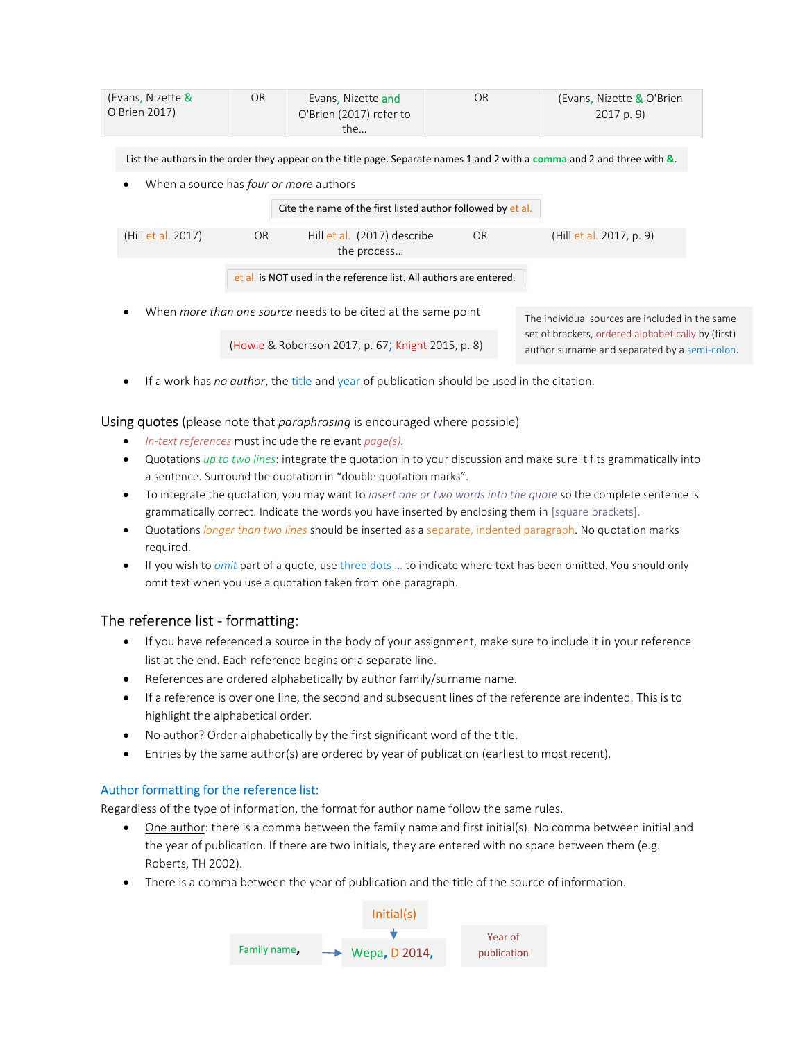| (Evans, Nizette & O'Brien 2017) | OR | Evans, Nizette and O'Brien (2017) refer to the… | OR | (Evans, Nizette & O'Brien 2017 p. 9) |
|---|---|---|---|---|

List the authors in the order they appear on the title page. Separate names 1 and 2 with a comma and 2 and three with &.

- When a source has *four or more* authors

Cite the name of the first listed author followed by et al.

| (Hill et al. 2017) | OR | Hill et al. (2017) describe the process… | OR | (Hill et al. 2017, p. 9) |
|---|---|---|---|---|

et al. is NOT used in the reference list. All authors are entered.

- When *more than one source* needs to be cited at the same point

(Howie & Robertson 2017, p. 67; Knight 2015, p. 8)

The individual sources are included in the same set of brackets, ordered alphabetically by (first) author surname and separated by a semi-colon.

- If a work has *no author*, the title and year of publication should be used in the citation.

## Using quotes (please note that *paraphrasing* is encouraged where possible)

- *In-text references* must include the relevant *page(s)*.
- Quotations *up to two lines*: integrate the quotation in to your discussion and make sure it fits grammatically into a sentence. Surround the quotation in "double quotation marks".
- To integrate the quotation, you may want to *insert one or two words into the quote* so the complete sentence is grammatically correct. Indicate the words you have inserted by enclosing them in [square brackets].
- Quotations *longer than two lines* should be inserted as a separate, indented paragraph. No quotation marks required.
- If you wish to *omit* part of a quote, use three dots … to indicate where text has been omitted. You should only omit text when you use a quotation taken from one paragraph.

## The reference list - formatting:

- If you have referenced a source in the body of your assignment, make sure to include it in your reference list at the end. Each reference begins on a separate line.
- References are ordered alphabetically by author family/surname name.
- If a reference is over one line, the second and subsequent lines of the reference are indented. This is to highlight the alphabetical order.
- No author? Order alphabetically by the first significant word of the title.
- Entries by the same author(s) are ordered by year of publication (earliest to most recent).

### Author formatting for the reference list:

Regardless of the type of information, the format for author name follow the same rules.

- One author: there is a comma between the family name and first initial(s). No comma between initial and the year of publication. If there are two initials, they are entered with no space between them (e.g. Roberts, TH 2002).
- There is a comma between the year of publication and the title of the source of information.

Initial(s)

Family name, → Wepa, D 2014,

Year of publication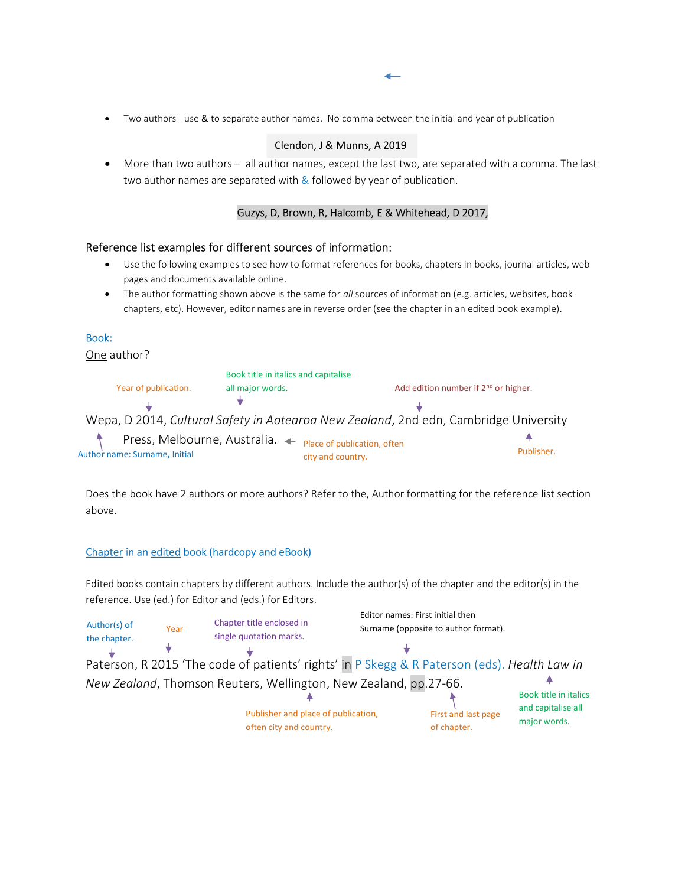- Two authors - use & to separate author names. No comma between the initial and year of publication

Clendon, J & Munns, A 2019

- More than two authors – all author names, except the last two, are separated with a comma. The last two author names are separated with & followed by year of publication.

Guzys, D, Brown, R, Halcomb, E & Whitehead, D 2017,

## Reference list examples for different sources of information:

- Use the following examples to see how to format references for books, chapters in books, journal articles, web pages and documents available online.
- The author formatting shown above is the same for *all* sources of information (e.g. articles, websites, book chapters, etc). However, editor names are in reverse order (see the chapter in an edited book example).

### Book:

One author?

Year of publication. | Book title in italics and capitalise all major words. | Add edition number if 2nd or higher.

Wepa, D 2014, *Cultural Safety in Aotearoa New Zealand*, 2nd edn, Cambridge University Press, Melbourne, Australia.

Author name: Surname, Initial | Place of publication, often city and country. | Publisher.

Does the book have 2 authors or more authors? Refer to the, Author formatting for the reference list section above.

### Chapter in an edited book (hardcopy and eBook)

Edited books contain chapters by different authors. Include the author(s) of the chapter and the editor(s) in the reference. Use (ed.) for Editor and (eds.) for Editors.

Author(s) of the chapter. | Year | Chapter title enclosed in single quotation marks. | Editor names: First initial then Surname (opposite to author format).

Paterson, R 2015 'The code of patients' rights' in P Skegg & R Paterson (eds). *Health Law in New Zealand*, Thomson Reuters, Wellington, New Zealand, pp.27-66.

Publisher and place of publication, often city and country. | First and last page of chapter. | Book title in italics and capitalise all major words.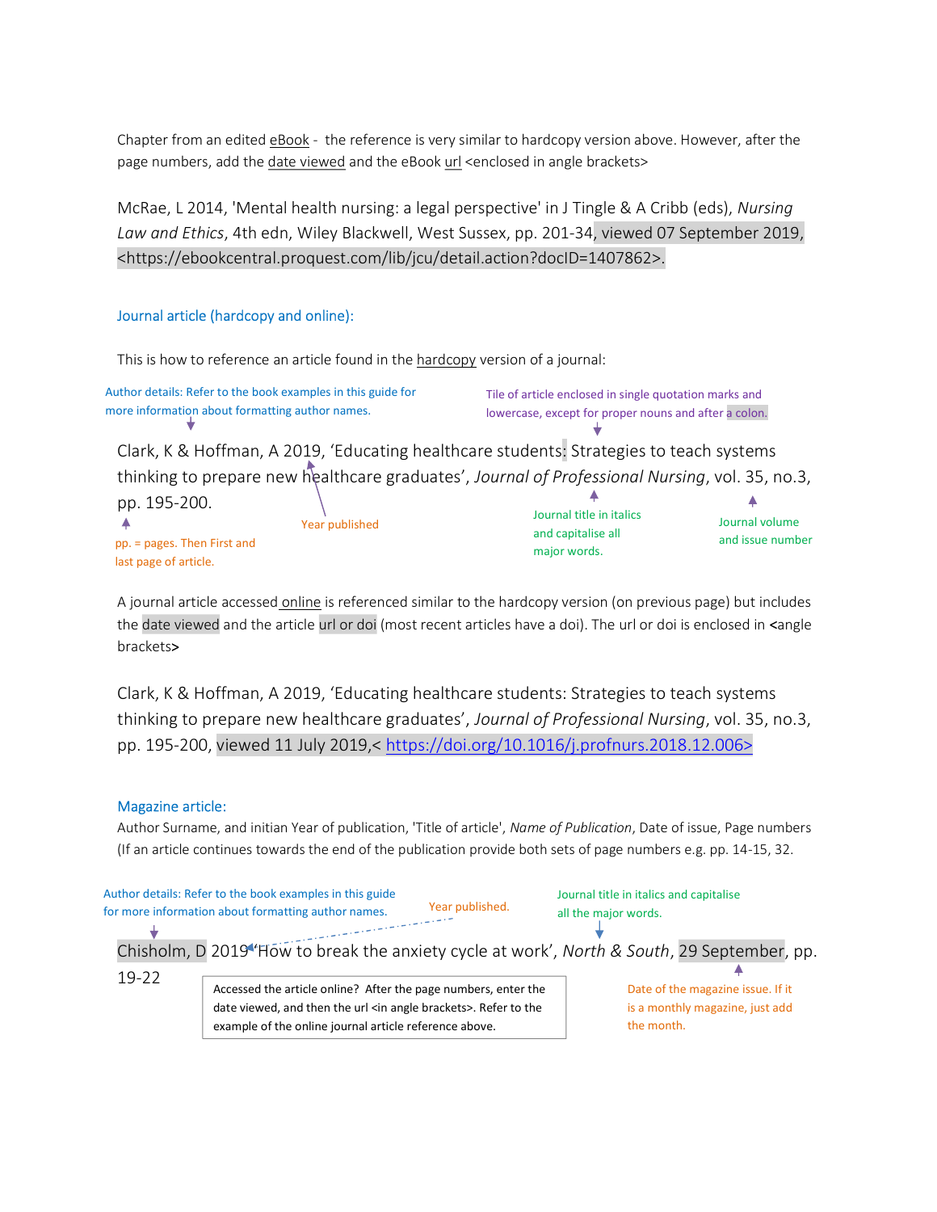Chapter from an edited eBook - the reference is very similar to hardcopy version above. However, after the page numbers, add the date viewed and the eBook url <enclosed in angle brackets>

McRae, L 2014, 'Mental health nursing: a legal perspective' in J Tingle & A Cribb (eds), *Nursing Law and Ethics*, 4th edn, Wiley Blackwell, West Sussex, pp. 201-34, viewed 07 September 2019, <https://ebookcentral.proquest.com/lib/jcu/detail.action?docID=1407862>.

### Journal article (hardcopy and online):

This is how to reference an article found in the hardcopy version of a journal:

Author details: Refer to the book examples in this guide for more information about formatting author names.

Tile of article enclosed in single quotation marks and lowercase, except for proper nouns and after a colon.

Clark, K & Hoffman, A 2019, 'Educating healthcare students: Strategies to teach systems thinking to prepare new healthcare graduates', *Journal of Professional Nursing*, vol. 35, no.3, pp. 195-200.

pp. = pages. Then First and last page of article.

Year published

Journal title in italics and capitalise all major words.

Journal volume and issue number

A journal article accessed online is referenced similar to the hardcopy version (on previous page) but includes the date viewed and the article url or doi (most recent articles have a doi). The url or doi is enclosed in <angle brackets>

Clark, K & Hoffman, A 2019, 'Educating healthcare students: Strategies to teach systems thinking to prepare new healthcare graduates', *Journal of Professional Nursing*, vol. 35, no.3, pp. 195-200, viewed 11 July 2019,< https://doi.org/10.1016/j.profnurs.2018.12.006>

### Magazine article:

Author Surname, and initian Year of publication, 'Title of article', *Name of Publication*, Date of issue, Page numbers (If an article continues towards the end of the publication provide both sets of page numbers e.g. pp. 14-15, 32.

Author details: Refer to the book examples in this guide for more information about formatting author names.

Year published.

Journal title in italics and capitalise all the major words.

Chisholm, D 2019 'How to break the anxiety cycle at work', *North & South*, 29 September, pp. 19-22

Accessed the article online? After the page numbers, enter the date viewed, and then the url <in angle brackets>. Refer to the example of the online journal article reference above.

Date of the magazine issue. If it is a monthly magazine, just add the month.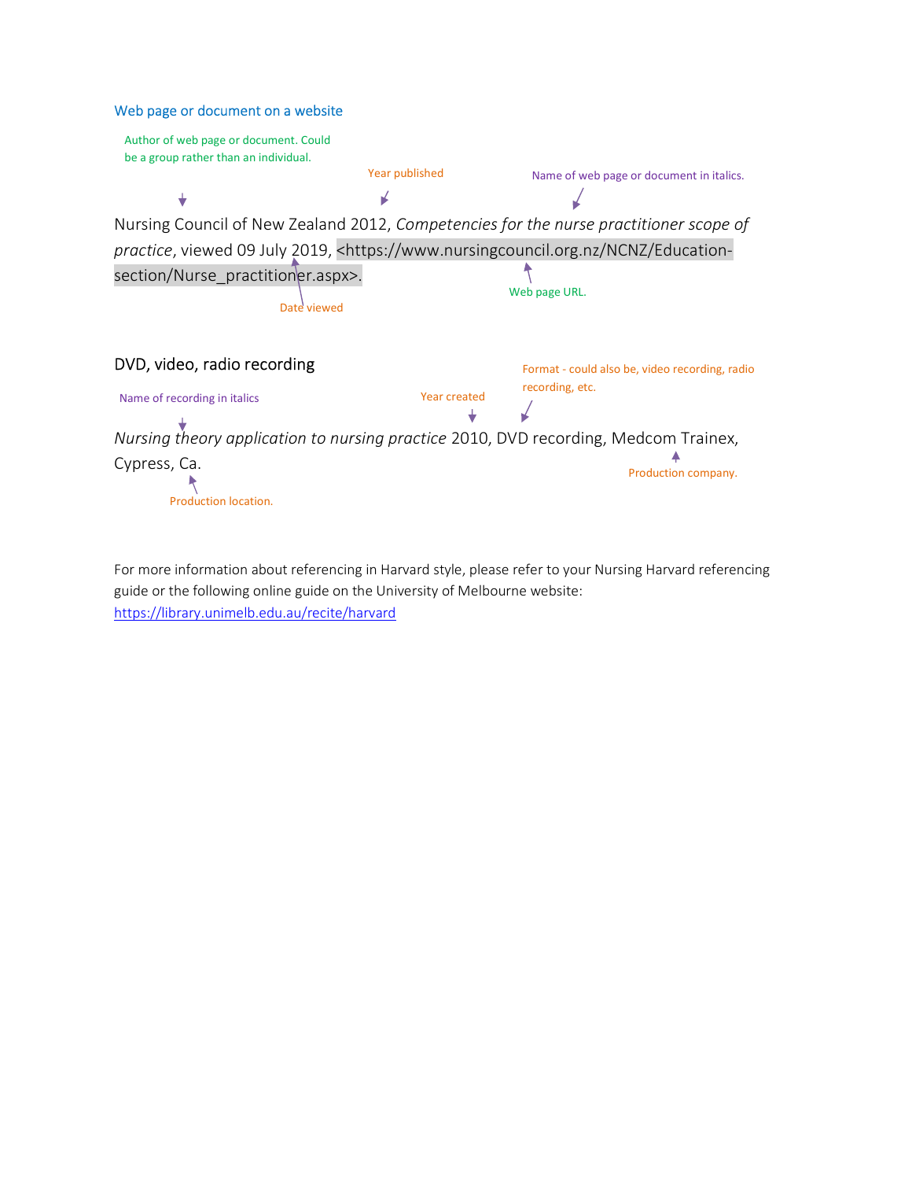### Web page or document on a website

Author of web page or document. Could be a group rather than an individual.

Year published

Name of web page or document in italics.

Nursing Council of New Zealand 2012, *Competencies for the nurse practitioner scope of practice*, viewed 09 July 2019, <https://www.nursingcouncil.org.nz/NCNZ/Education-section/Nurse_practitioner.aspx>.

Date viewed

Web page URL.

### DVD, video, radio recording

Name of recording in italics

Year created

Format - could also be, video recording, radio recording, etc.

*Nursing theory application to nursing practice* 2010, DVD recording, Medcom Trainex, Cypress, Ca.

Production location.

Production company.

For more information about referencing in Harvard style, please refer to your Nursing Harvard referencing guide or the following online guide on the University of Melbourne website: https://library.unimelb.edu.au/recite/harvard